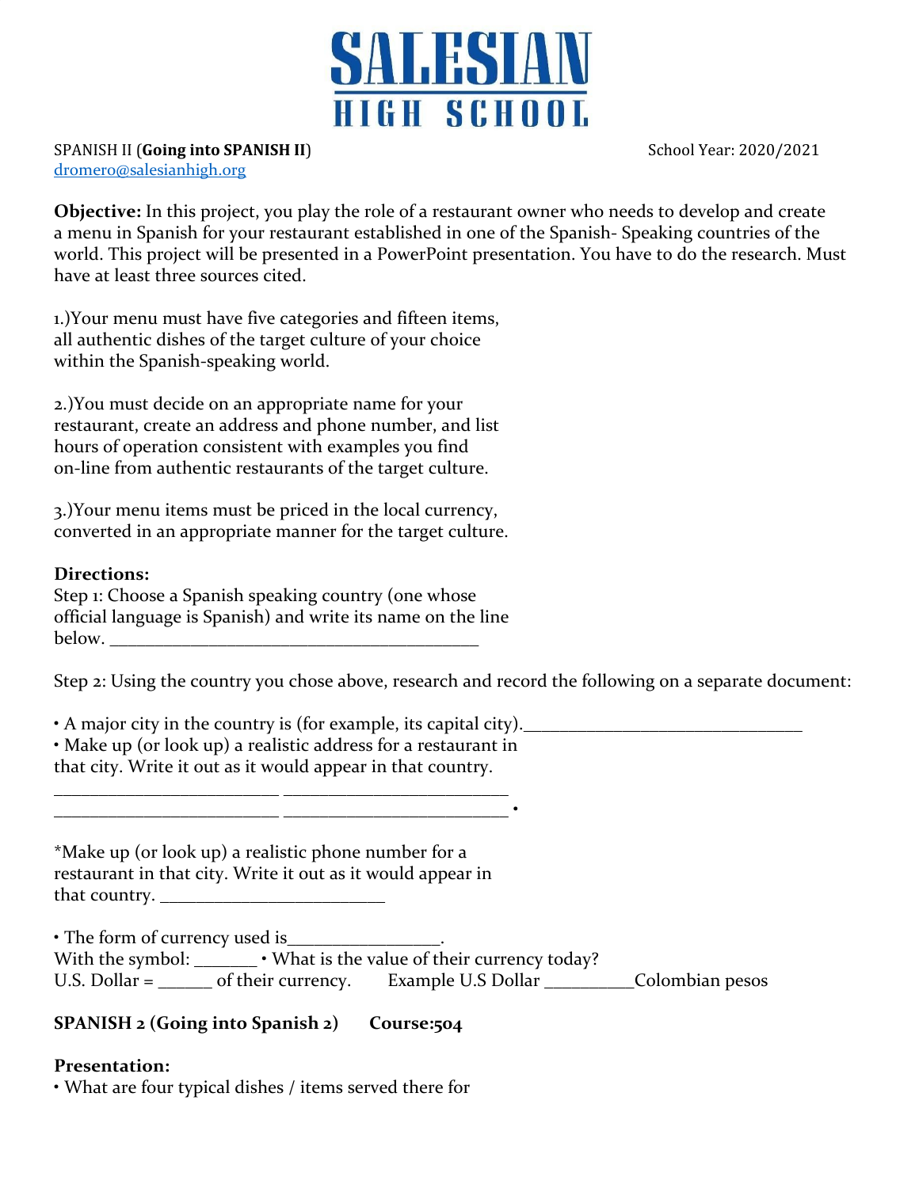# SALESIAN HIGH SCHOOL

SPANISH II (**Going into SPANISH II**) School Year: 2020/2021
dromero@salesianhigh.org

**Objective:** In this project, you play the role of a restaurant owner who needs to develop and create a menu in Spanish for your restaurant established in one of the Spanish- Speaking countries of the world. This project will be presented in a PowerPoint presentation. You have to do the research. Must have at least three sources cited.

1.)Your menu must have five categories and fifteen items, all authentic dishes of the target culture of your choice within the Spanish-speaking world.

2.)You must decide on an appropriate name for your restaurant, create an address and phone number, and list hours of operation consistent with examples you find on-line from authentic restaurants of the target culture.

3.)Your menu items must be priced in the local currency, converted in an appropriate manner for the target culture.

**Directions:**

Step 1: Choose a Spanish speaking country (one whose official language is Spanish) and write its name on the line below. ________________________________________

Step 2: Using the country you chose above, research and record the following on a separate document:

• A major city in the country is (for example, its capital city).______________________________

• Make up (or look up) a realistic address for a restaurant in that city. Write it out as it would appear in that country.

________________________ ________________________
________________________ ________________________ •

*Make up (or look up) a realistic phone number for a restaurant in that city. Write it out as it would appear in that country. ________________________

• The form of currency used is________________.
With the symbol: _______ • What is the value of their currency today?
U.S. Dollar = ______ of their currency. Example U.S Dollar _________Colombian pesos

**SPANISH 2 (Going into Spanish 2) Course:504**

**Presentation:**

• What are four typical dishes / items served there for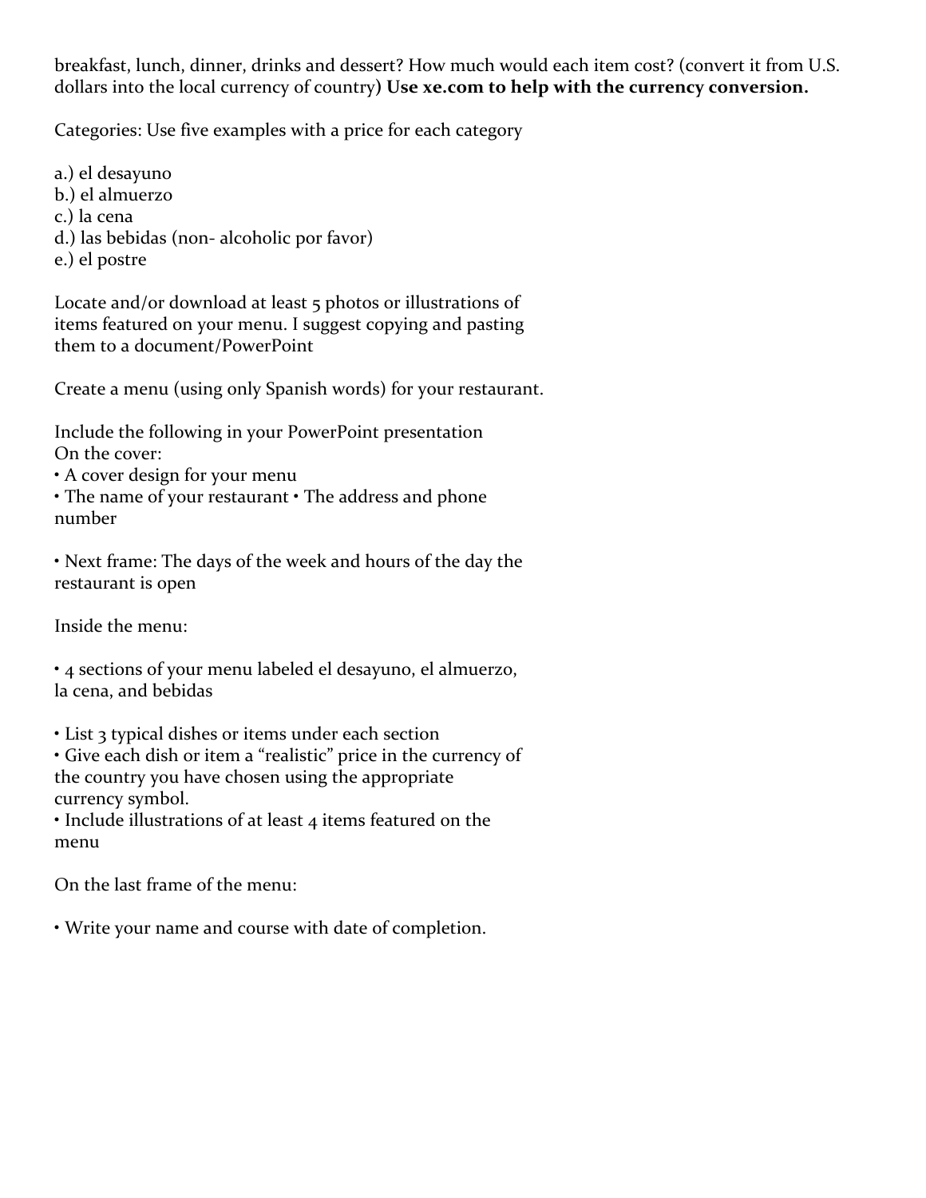breakfast, lunch, dinner, drinks and dessert? How much would each item cost? (convert it from U.S. dollars into the local currency of country) **Use xe.com to help with the currency conversion.**

Categories: Use five examples with a price for each category

a.) el desayuno
b.) el almuerzo
c.) la cena
d.) las bebidas (non- alcoholic por favor)
e.) el postre

Locate and/or download at least 5 photos or illustrations of items featured on your menu. I suggest copying and pasting them to a document/PowerPoint

Create a menu (using only Spanish words) for your restaurant.

Include the following in your PowerPoint presentation
On the cover:

- A cover design for your menu
- The name of your restaurant • The address and phone number

- Next frame: The days of the week and hours of the day the restaurant is open

Inside the menu:

- 4 sections of your menu labeled el desayuno, el almuerzo, la cena, and bebidas

- List 3 typical dishes or items under each section
- Give each dish or item a "realistic" price in the currency of the country you have chosen using the appropriate currency symbol.
- Include illustrations of at least 4 items featured on the menu

On the last frame of the menu:

- Write your name and course with date of completion.